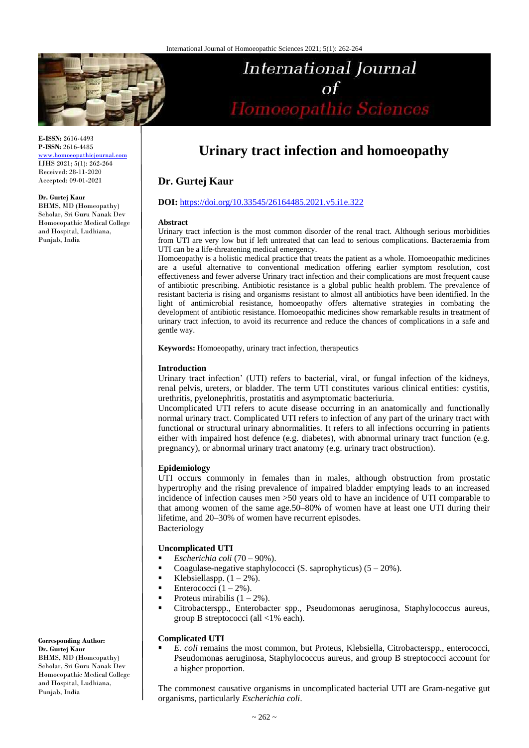# Urinary tract infection and homoeopathy

## Dr. Gurtej Kaur

**DOI:** https://doi.org/10.33545/26164485.2021.v5.i1e.322

**E-ISSN:** 2616-4493
**P-ISSN:** 2616-4485
www.homoeopathicjournal.com
IJHS 2021; 5(1): 262-264
Received: 28-11-2020
Accepted: 09-01-2021

**Dr. Gurtej Kaur**
BHMS, MD (Homeopathy) Scholar, Sri Guru Nanak Dev Homoeopathic Medical College and Hospital, Ludhiana, Punjab, India

**Corresponding Author:**
**Dr. Gurtej Kaur**
BHMS, MD (Homeopathy) Scholar, Sri Guru Nanak Dev Homoeopathic Medical College and Hospital, Ludhiana, Punjab, India

### Abstract

Urinary tract infection is the most common disorder of the renal tract. Although serious morbidities from UTI are very low but if left untreated that can lead to serious complications. Bacteraemia from UTI can be a life-threatening medical emergency.

Homoeopathy is a holistic medical practice that treats the patient as a whole. Homoeopathic medicines are a useful alternative to conventional medication offering earlier symptom resolution, cost effectiveness and fewer adverse Urinary tract infection and their complications are most frequent cause of antibiotic prescribing. Antibiotic resistance is a global public health problem. The prevalence of resistant bacteria is rising and organisms resistant to almost all antibiotics have been identified. In the light of antimicrobial resistance, homoeopathy offers alternative strategies in combating the development of antibiotic resistance. Homoeopathic medicines show remarkable results in treatment of urinary tract infection, to avoid its recurrence and reduce the chances of complications in a safe and gentle way.

**Keywords:** Homoeopathy, urinary tract infection, therapeutics

### Introduction

Urinary tract infection' (UTI) refers to bacterial, viral, or fungal infection of the kidneys, renal pelvis, ureters, or bladder. The term UTI constitutes various clinical entities: cystitis, urethritis, pyelonephritis, prostatitis and asymptomatic bacteriuria.

Uncomplicated UTI refers to acute disease occurring in an anatomically and functionally normal urinary tract. Complicated UTI refers to infection of any part of the urinary tract with functional or structural urinary abnormalities. It refers to all infections occurring in patients either with impaired host defence (e.g. diabetes), with abnormal urinary tract function (e.g. pregnancy), or abnormal urinary tract anatomy (e.g. urinary tract obstruction).

### Epidemiology

UTI occurs commonly in females than in males, although obstruction from prostatic hypertrophy and the rising prevalence of impaired bladder emptying leads to an increased incidence of infection causes men >50 years old to have an incidence of UTI comparable to that among women of the same age.50–80% of women have at least one UTI during their lifetime, and 20–30% of women have recurrent episodes.

Bacteriology

### Uncomplicated UTI

- *Escherichia coli* (70 – 90%).
- Coagulase-negative staphylococci (S. saprophyticus) (5 – 20%).
- Klebsiellaspp. (1 – 2%).
- Enterococci (1 – 2%).
- Proteus mirabilis (1 – 2%).
- Citrobacterspp., Enterobacter spp., Pseudomonas aeruginosa, Staphylococcus aureus, group B streptococci (all <1% each).

### Complicated UTI

- *E. coli* remains the most common, but Proteus, Klebsiella, Citrobacterspp., enterococci, Pseudomonas aeruginosa, Staphylococcus aureus, and group B streptococci account for a higher proportion.

The commonest causative organisms in uncomplicated bacterial UTI are Gram-negative gut organisms, particularly *Escherichia coli*.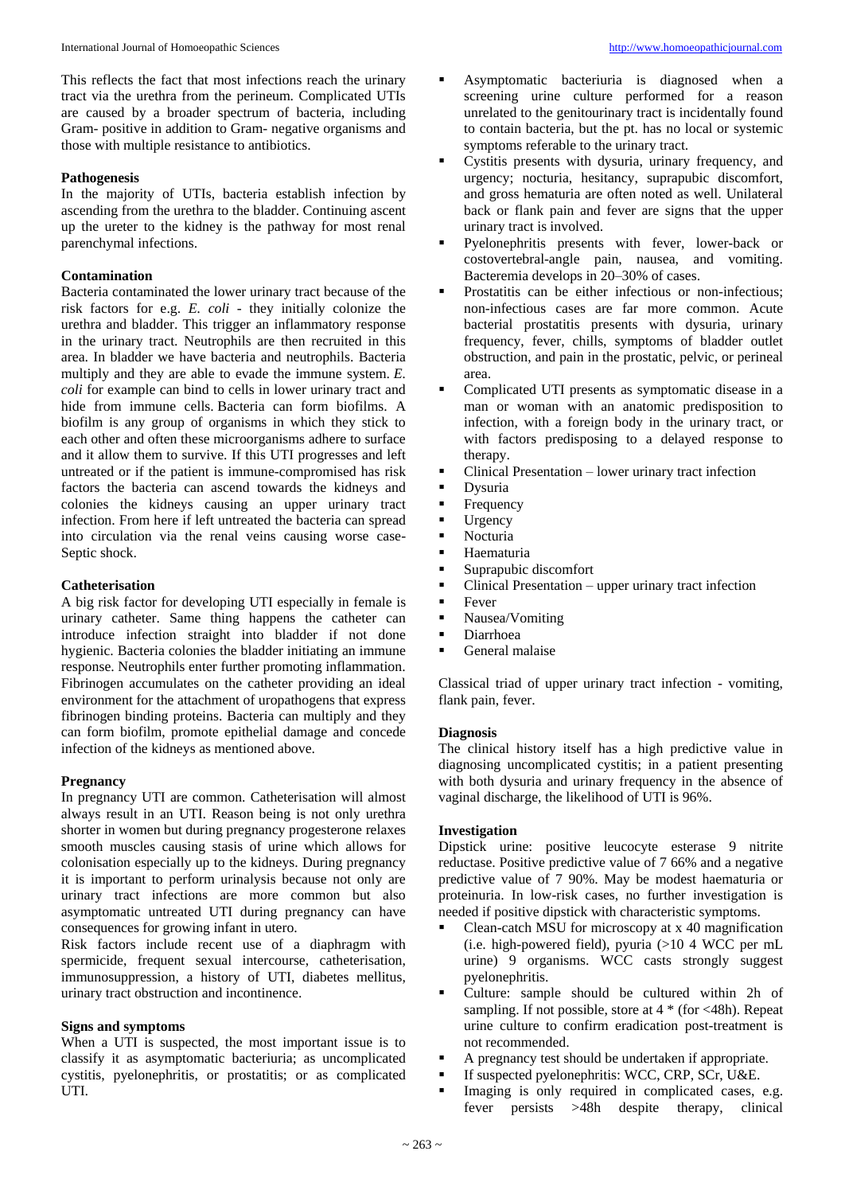This reflects the fact that most infections reach the urinary tract via the urethra from the perineum. Complicated UTIs are caused by a broader spectrum of bacteria, including Gram- positive in addition to Gram- negative organisms and those with multiple resistance to antibiotics.

**Pathogenesis**

In the majority of UTIs, bacteria establish infection by ascending from the urethra to the bladder. Continuing ascent up the ureter to the kidney is the pathway for most renal parenchymal infections.

**Contamination**

Bacteria contaminated the lower urinary tract because of the risk factors for e.g. *E. coli* - they initially colonize the urethra and bladder. This trigger an inflammatory response in the urinary tract. Neutrophils are then recruited in this area. In bladder we have bacteria and neutrophils. Bacteria multiply and they are able to evade the immune system. *E. coli* for example can bind to cells in lower urinary tract and hide from immune cells. Bacteria can form biofilms. A biofilm is any group of organisms in which they stick to each other and often these microorganisms adhere to surface and it allow them to survive. If this UTI progresses and left untreated or if the patient is immune-compromised has risk factors the bacteria can ascend towards the kidneys and colonies the kidneys causing an upper urinary tract infection. From here if left untreated the bacteria can spread into circulation via the renal veins causing worse case- Septic shock.

**Catheterisation**

A big risk factor for developing UTI especially in female is urinary catheter. Same thing happens the catheter can introduce infection straight into bladder if not done hygienic. Bacteria colonies the bladder initiating an immune response. Neutrophils enter further promoting inflammation. Fibrinogen accumulates on the catheter providing an ideal environment for the attachment of uropathogens that express fibrinogen binding proteins. Bacteria can multiply and they can form biofilm, promote epithelial damage and concede infection of the kidneys as mentioned above.

**Pregnancy**

In pregnancy UTI are common. Catheterisation will almost always result in an UTI. Reason being is not only urethra shorter in women but during pregnancy progesterone relaxes smooth muscles causing stasis of urine which allows for colonisation especially up to the kidneys. During pregnancy it is important to perform urinalysis because not only are urinary tract infections are more common but also asymptomatic untreated UTI during pregnancy can have consequences for growing infant in utero.

Risk factors include recent use of a diaphragm with spermicide, frequent sexual intercourse, catheterisation, immunosuppression, a history of UTI, diabetes mellitus, urinary tract obstruction and incontinence.

**Signs and symptoms**

When a UTI is suspected, the most important issue is to classify it as asymptomatic bacteriuria; as uncomplicated cystitis, pyelonephritis, or prostatitis; or as complicated UTI.

- Asymptomatic bacteriuria is diagnosed when a screening urine culture performed for a reason unrelated to the genitourinary tract is incidentally found to contain bacteria, but the pt. has no local or systemic symptoms referable to the urinary tract.
- Cystitis presents with dysuria, urinary frequency, and urgency; nocturia, hesitancy, suprapubic discomfort, and gross hematuria are often noted as well. Unilateral back or flank pain and fever are signs that the upper urinary tract is involved.
- Pyelonephritis presents with fever, lower-back or costovertebral-angle pain, nausea, and vomiting. Bacteremia develops in 20–30% of cases.
- Prostatitis can be either infectious or non-infectious; non-infectious cases are far more common. Acute bacterial prostatitis presents with dysuria, urinary frequency, fever, chills, symptoms of bladder outlet obstruction, and pain in the prostatic, pelvic, or perineal area.
- Complicated UTI presents as symptomatic disease in a man or woman with an anatomic predisposition to infection, with a foreign body in the urinary tract, or with factors predisposing to a delayed response to therapy.
- Clinical Presentation – lower urinary tract infection
- Dysuria
- Frequency
- Urgency
- Nocturia
- Haematuria
- Suprapubic discomfort
- Clinical Presentation – upper urinary tract infection
- Fever
- Nausea/Vomiting
- Diarrhoea
- General malaise

Classical triad of upper urinary tract infection - vomiting, flank pain, fever.

**Diagnosis**

The clinical history itself has a high predictive value in diagnosing uncomplicated cystitis; in a patient presenting with both dysuria and urinary frequency in the absence of vaginal discharge, the likelihood of UTI is 96%.

**Investigation**

Dipstick urine: positive leucocyte esterase 9 nitrite reductase. Positive predictive value of 7 66% and a negative predictive value of 7 90%. May be modest haematuria or proteinuria. In low-risk cases, no further investigation is needed if positive dipstick with characteristic symptoms.

- Clean-catch MSU for microscopy at x 40 magnification (i.e. high-powered field), pyuria (>10 4 WCC per mL urine) 9 organisms. WCC casts strongly suggest pyelonephritis.
- Culture: sample should be cultured within 2h of sampling. If not possible, store at 4 * (for <48h). Repeat urine culture to confirm eradication post-treatment is not recommended.
- A pregnancy test should be undertaken if appropriate.
- If suspected pyelonephritis: WCC, CRP, SCr, U&E.
- Imaging is only required in complicated cases, e.g. fever persists >48h despite therapy, clinical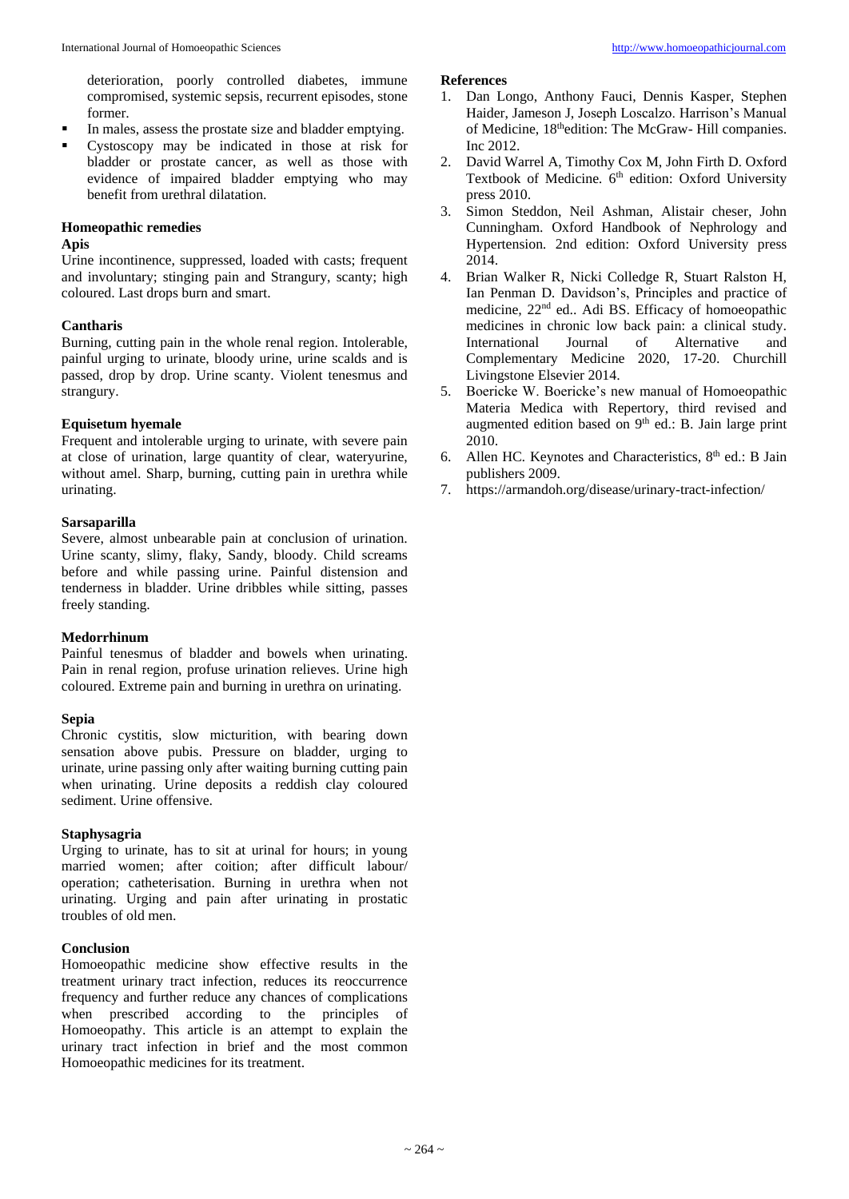deterioration, poorly controlled diabetes, immune compromised, systemic sepsis, recurrent episodes, stone former.

- In males, assess the prostate size and bladder emptying.
- Cystoscopy may be indicated in those at risk for bladder or prostate cancer, as well as those with evidence of impaired bladder emptying who may benefit from urethral dilatation.

## Homeopathic remedies

### Apis

Urine incontinence, suppressed, loaded with casts; frequent and involuntary; stinging pain and Strangury, scanty; high coloured. Last drops burn and smart.

### Cantharis

Burning, cutting pain in the whole renal region. Intolerable, painful urging to urinate, bloody urine, urine scalds and is passed, drop by drop. Urine scanty. Violent tenesmus and strangury.

### Equisetum hyemale

Frequent and intolerable urging to urinate, with severe pain at close of urination, large quantity of clear, wateryurine, without amel. Sharp, burning, cutting pain in urethra while urinating.

### Sarsaparilla

Severe, almost unbearable pain at conclusion of urination. Urine scanty, slimy, flaky, Sandy, bloody. Child screams before and while passing urine. Painful distension and tenderness in bladder. Urine dribbles while sitting, passes freely standing.

### Medorrhinum

Painful tenesmus of bladder and bowels when urinating. Pain in renal region, profuse urination relieves. Urine high coloured. Extreme pain and burning in urethra on urinating.

### Sepia

Chronic cystitis, slow micturition, with bearing down sensation above pubis. Pressure on bladder, urging to urinate, urine passing only after waiting burning cutting pain when urinating. Urine deposits a reddish clay coloured sediment. Urine offensive.

### Staphysagria

Urging to urinate, has to sit at urinal for hours; in young married women; after coition; after difficult labour/ operation; catheterisation. Burning in urethra when not urinating. Urging and pain after urinating in prostatic troubles of old men.

## Conclusion

Homoeopathic medicine show effective results in the treatment urinary tract infection, reduces its reoccurrence frequency and further reduce any chances of complications when prescribed according to the principles of Homoeopathy. This article is an attempt to explain the urinary tract infection in brief and the most common Homoeopathic medicines for its treatment.

## References

1. Dan Longo, Anthony Fauci, Dennis Kasper, Stephen Haider, Jameson J, Joseph Loscalzo. Harrison's Manual of Medicine, 18th edition: The McGraw- Hill companies. Inc 2012.
2. David Warrel A, Timothy Cox M, John Firth D. Oxford Textbook of Medicine. 6th edition: Oxford University press 2010.
3. Simon Steddon, Neil Ashman, Alistair cheser, John Cunningham. Oxford Handbook of Nephrology and Hypertension. 2nd edition: Oxford University press 2014.
4. Brian Walker R, Nicki Colledge R, Stuart Ralston H, Ian Penman D. Davidson's, Principles and practice of medicine, 22nd ed.. Adi BS. Efficacy of homoeopathic medicines in chronic low back pain: a clinical study. International Journal of Alternative and Complementary Medicine 2020, 17-20. Churchill Livingstone Elsevier 2014.
5. Boericke W. Boericke's new manual of Homoeopathic Materia Medica with Repertory, third revised and augmented edition based on 9th ed.: B. Jain large print 2010.
6. Allen HC. Keynotes and Characteristics, 8th ed.: B Jain publishers 2009.
7. https://armandoh.org/disease/urinary-tract-infection/